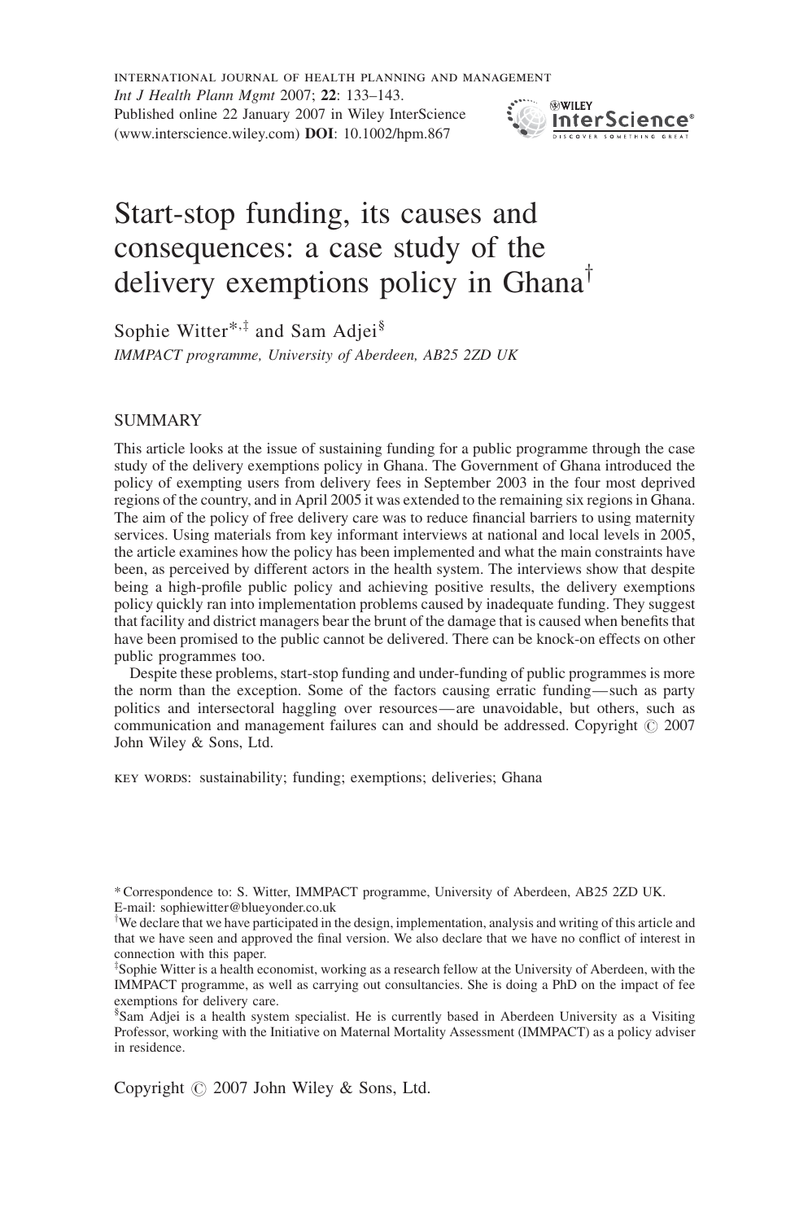# Start-stop funding, its causes and consequences: a case study of the delivery exemptions policy in Ghana[†]

Sophie Witter[*,‡] and Sam Adjei[§]

*IMMPACT programme, University of Aberdeen, AB25 2ZD UK*

## SUMMARY

This article looks at the issue of sustaining funding for a public programme through the case study of the delivery exemptions policy in Ghana. The Government of Ghana introduced the policy of exempting users from delivery fees in September 2003 in the four most deprived regions of the country, and in April 2005 it was extended to the remaining six regions in Ghana. The aim of the policy of free delivery care was to reduce financial barriers to using maternity services. Using materials from key informant interviews at national and local levels in 2005, the article examines how the policy has been implemented and what the main constraints have been, as perceived by different actors in the health system. The interviews show that despite being a high-profile public policy and achieving positive results, the delivery exemptions policy quickly ran into implementation problems caused by inadequate funding. They suggest that facility and district managers bear the brunt of the damage that is caused when benefits that have been promised to the public cannot be delivered. There can be knock-on effects on other public programmes too.

Despite these problems, start-stop funding and under-funding of public programmes is more the norm than the exception. Some of the factors causing erratic funding—such as party politics and intersectoral haggling over resources—are unavoidable, but others, such as communication and management failures can and should be addressed. Copyright © 2007 John Wiley & Sons, Ltd.

KEY WORDS: sustainability; funding; exemptions; deliveries; Ghana

---

* Correspondence to: S. Witter, IMMPACT programme, University of Aberdeen, AB25 2ZD UK. E-mail: sophiewitter@blueyonder.co.uk

† We declare that we have participated in the design, implementation, analysis and writing of this article and that we have seen and approved the final version. We also declare that we have no conflict of interest in connection with this paper.

‡ Sophie Witter is a health economist, working as a research fellow at the University of Aberdeen, with the IMMPACT programme, as well as carrying out consultancies. She is doing a PhD on the impact of fee exemptions for delivery care.

§ Sam Adjei is a health system specialist. He is currently based in Aberdeen University as a Visiting Professor, working with the Initiative on Maternal Mortality Assessment (IMMPACT) as a policy adviser in residence.

Copyright © 2007 John Wiley & Sons, Ltd.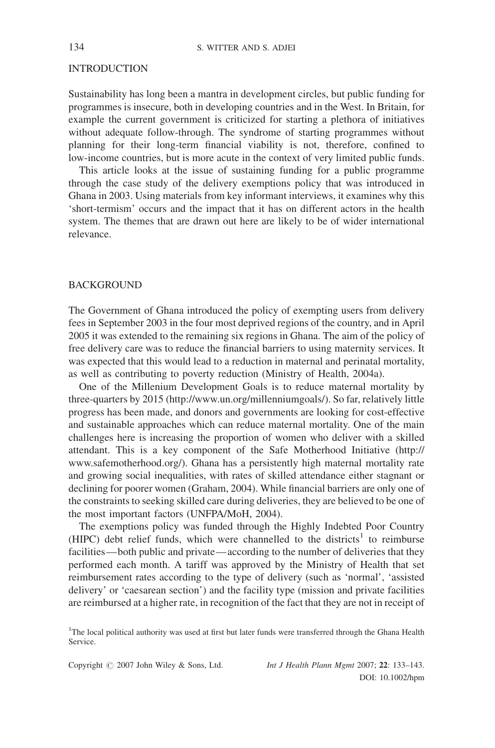## INTRODUCTION

Sustainability has long been a mantra in development circles, but public funding for programmes is insecure, both in developing countries and in the West. In Britain, for example the current government is criticized for starting a plethora of initiatives without adequate follow-through. The syndrome of starting programmes without planning for their long-term financial viability is not, therefore, confined to low-income countries, but is more acute in the context of very limited public funds.

This article looks at the issue of sustaining funding for a public programme through the case study of the delivery exemptions policy that was introduced in Ghana in 2003. Using materials from key informant interviews, it examines why this 'short-termism' occurs and the impact that it has on different actors in the health system. The themes that are drawn out here are likely to be of wider international relevance.

## BACKGROUND

The Government of Ghana introduced the policy of exempting users from delivery fees in September 2003 in the four most deprived regions of the country, and in April 2005 it was extended to the remaining six regions in Ghana. The aim of the policy of free delivery care was to reduce the financial barriers to using maternity services. It was expected that this would lead to a reduction in maternal and perinatal mortality, as well as contributing to poverty reduction (Ministry of Health, 2004a).

One of the Millenium Development Goals is to reduce maternal mortality by three-quarters by 2015 (http://www.un.org/millenniumgoals/). So far, relatively little progress has been made, and donors and governments are looking for cost-effective and sustainable approaches which can reduce maternal mortality. One of the main challenges here is increasing the proportion of women who deliver with a skilled attendant. This is a key component of the Safe Motherhood Initiative (http://www.safemotherhood.org/). Ghana has a persistently high maternal mortality rate and growing social inequalities, with rates of skilled attendance either stagnant or declining for poorer women (Graham, 2004). While financial barriers are only one of the constraints to seeking skilled care during deliveries, they are believed to be one of the most important factors (UNFPA/MoH, 2004).

The exemptions policy was funded through the Highly Indebted Poor Country (HIPC) debt relief funds, which were channelled to the districts[1] to reimburse facilities—both public and private—according to the number of deliveries that they performed each month. A tariff was approved by the Ministry of Health that set reimbursement rates according to the type of delivery (such as 'normal', 'assisted delivery' or 'caesarean section') and the facility type (mission and private facilities are reimbursed at a higher rate, in recognition of the fact that they are not in receipt of

[1]The local political authority was used at first but later funds were transferred through the Ghana Health Service.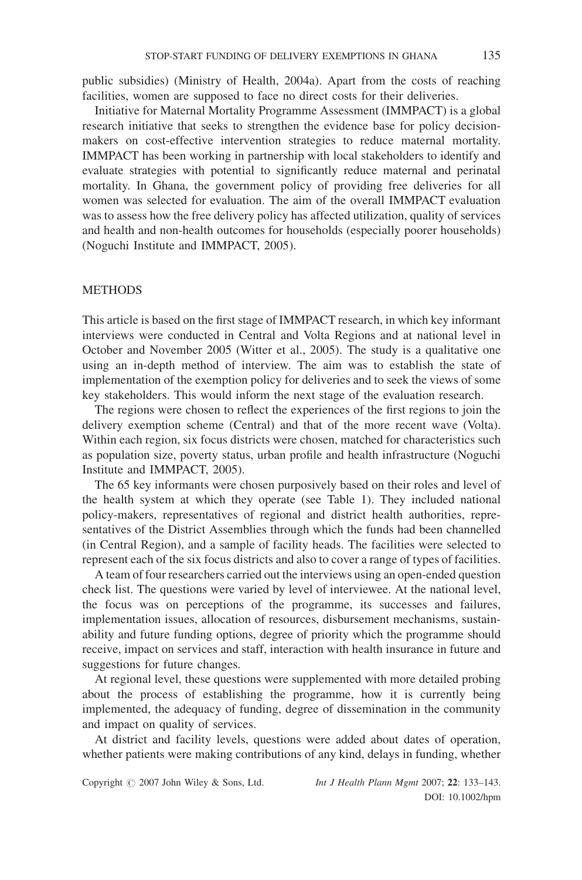public subsidies) (Ministry of Health, 2004a). Apart from the costs of reaching facilities, women are supposed to face no direct costs for their deliveries.

Initiative for Maternal Mortality Programme Assessment (IMMPACT) is a global research initiative that seeks to strengthen the evidence base for policy decision-makers on cost-effective intervention strategies to reduce maternal mortality. IMMPACT has been working in partnership with local stakeholders to identify and evaluate strategies with potential to significantly reduce maternal and perinatal mortality. In Ghana, the government policy of providing free deliveries for all women was selected for evaluation. The aim of the overall IMMPACT evaluation was to assess how the free delivery policy has affected utilization, quality of services and health and non-health outcomes for households (especially poorer households) (Noguchi Institute and IMMPACT, 2005).

## METHODS

This article is based on the first stage of IMMPACT research, in which key informant interviews were conducted in Central and Volta Regions and at national level in October and November 2005 (Witter et al., 2005). The study is a qualitative one using an in-depth method of interview. The aim was to establish the state of implementation of the exemption policy for deliveries and to seek the views of some key stakeholders. This would inform the next stage of the evaluation research.

The regions were chosen to reflect the experiences of the first regions to join the delivery exemption scheme (Central) and that of the more recent wave (Volta). Within each region, six focus districts were chosen, matched for characteristics such as population size, poverty status, urban profile and health infrastructure (Noguchi Institute and IMMPACT, 2005).

The 65 key informants were chosen purposively based on their roles and level of the health system at which they operate (see Table 1). They included national policy-makers, representatives of regional and district health authorities, representatives of the District Assemblies through which the funds had been channelled (in Central Region), and a sample of facility heads. The facilities were selected to represent each of the six focus districts and also to cover a range of types of facilities.

A team of four researchers carried out the interviews using an open-ended question check list. The questions were varied by level of interviewee. At the national level, the focus was on perceptions of the programme, its successes and failures, implementation issues, allocation of resources, disbursement mechanisms, sustainability and future funding options, degree of priority which the programme should receive, impact on services and staff, interaction with health insurance in future and suggestions for future changes.

At regional level, these questions were supplemented with more detailed probing about the process of establishing the programme, how it is currently being implemented, the adequacy of funding, degree of dissemination in the community and impact on quality of services.

At district and facility levels, questions were added about dates of operation, whether patients were making contributions of any kind, delays in funding, whether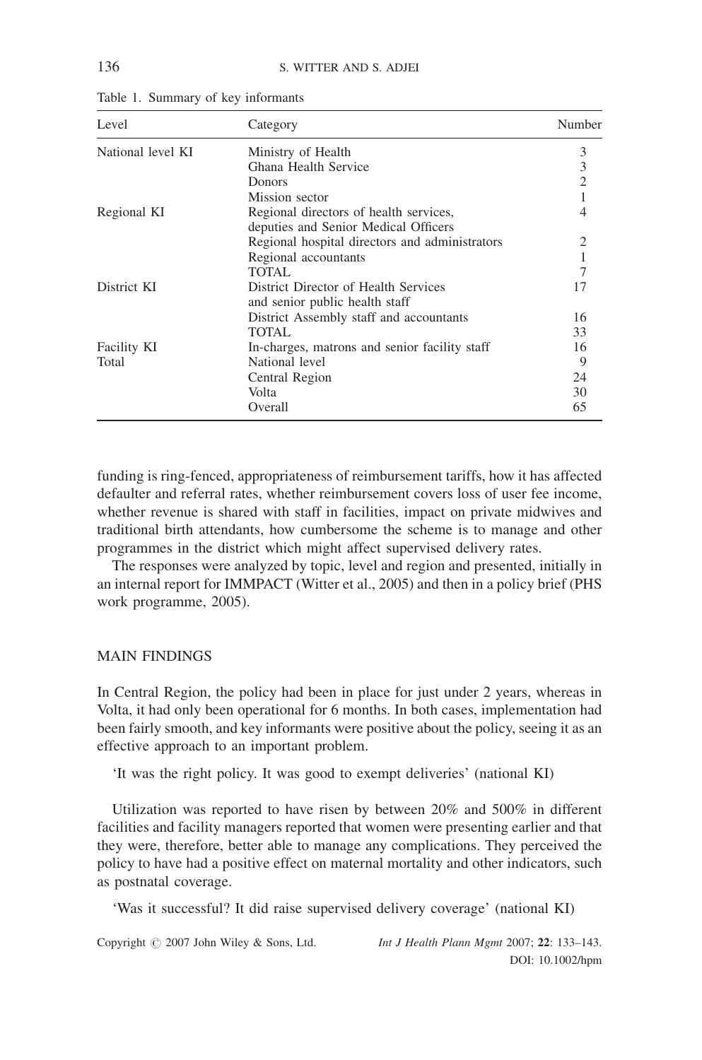Table 1. Summary of key informants

| Level | Category | Number |
|---|---|---|
| National level KI | Ministry of Health | 3 |
| | Ghana Health Service | 3 |
| | Donors | 2 |
| | Mission sector | 1 |
| Regional KI | Regional directors of health services, deputies and Senior Medical Officers | 4 |
| | Regional hospital directors and administrators | 2 |
| | Regional accountants | 1 |
| | TOTAL | 7 |
| District KI | District Director of Health Services and senior public health staff | 17 |
| | District Assembly staff and accountants | 16 |
| | TOTAL | 33 |
| Facility KI | In-charges, matrons and senior facility staff | 16 |
| Total | National level | 9 |
| | Central Region | 24 |
| | Volta | 30 |
| | Overall | 65 |

funding is ring-fenced, appropriateness of reimbursement tariffs, how it has affected defaulter and referral rates, whether reimbursement covers loss of user fee income, whether revenue is shared with staff in facilities, impact on private midwives and traditional birth attendants, how cumbersome the scheme is to manage and other programmes in the district which might affect supervised delivery rates.

The responses were analyzed by topic, level and region and presented, initially in an internal report for IMMPACT (Witter et al., 2005) and then in a policy brief (PHS work programme, 2005).

## MAIN FINDINGS

In Central Region, the policy had been in place for just under 2 years, whereas in Volta, it had only been operational for 6 months. In both cases, implementation had been fairly smooth, and key informants were positive about the policy, seeing it as an effective approach to an important problem.

'It was the right policy. It was good to exempt deliveries' (national KI)

Utilization was reported to have risen by between 20% and 500% in different facilities and facility managers reported that women were presenting earlier and that they were, therefore, better able to manage any complications. They perceived the policy to have had a positive effect on maternal mortality and other indicators, such as postnatal coverage.

'Was it successful? It did raise supervised delivery coverage' (national KI)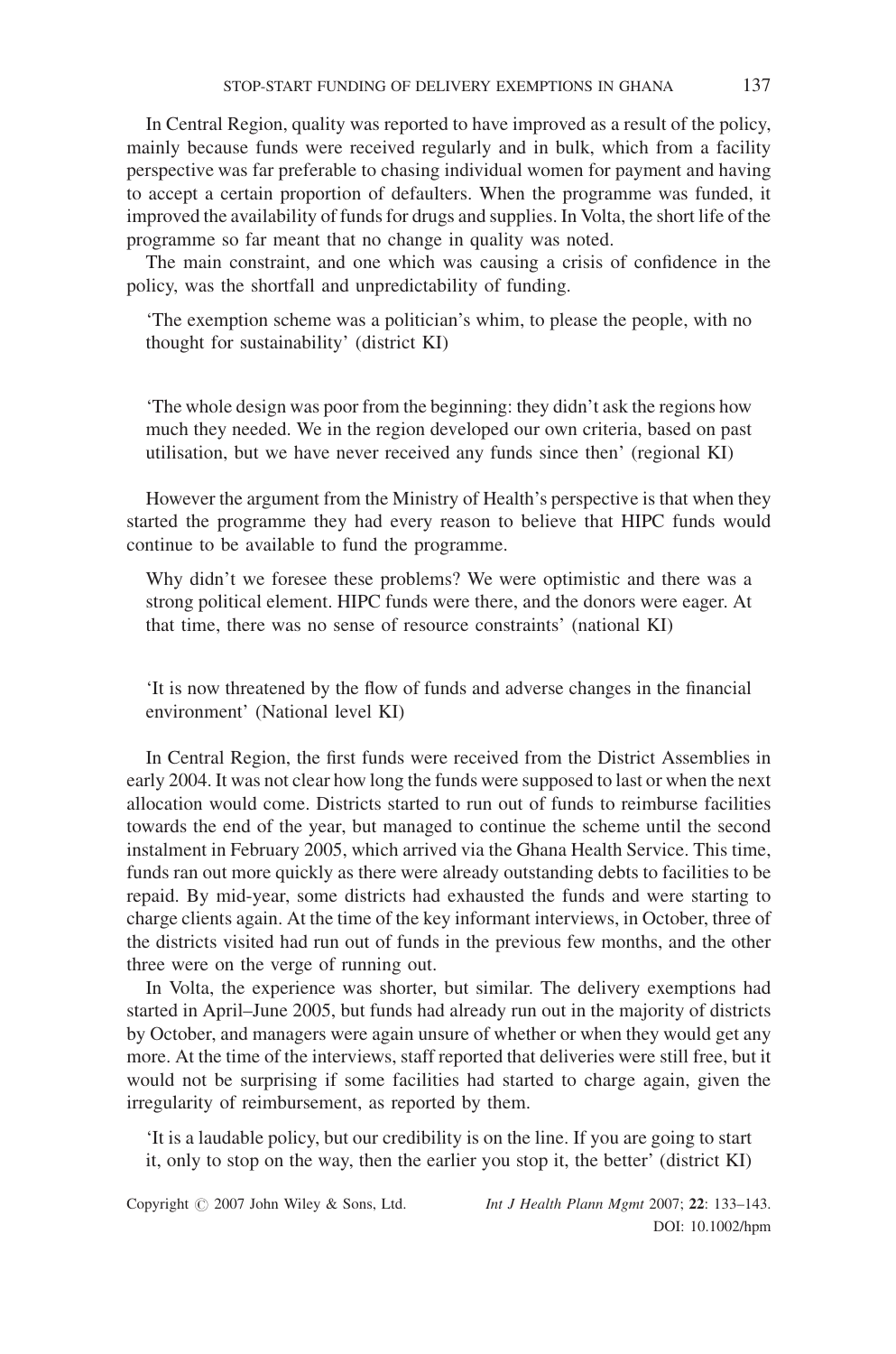In Central Region, quality was reported to have improved as a result of the policy, mainly because funds were received regularly and in bulk, which from a facility perspective was far preferable to chasing individual women for payment and having to accept a certain proportion of defaulters. When the programme was funded, it improved the availability of funds for drugs and supplies. In Volta, the short life of the programme so far meant that no change in quality was noted.

The main constraint, and one which was causing a crisis of confidence in the policy, was the shortfall and unpredictability of funding.

> 'The exemption scheme was a politician's whim, to please the people, with no thought for sustainability' (district KI)

> 'The whole design was poor from the beginning: they didn't ask the regions how much they needed. We in the region developed our own criteria, based on past utilisation, but we have never received any funds since then' (regional KI)

However the argument from the Ministry of Health's perspective is that when they started the programme they had every reason to believe that HIPC funds would continue to be available to fund the programme.

> Why didn't we foresee these problems? We were optimistic and there was a strong political element. HIPC funds were there, and the donors were eager. At that time, there was no sense of resource constraints' (national KI)

> 'It is now threatened by the flow of funds and adverse changes in the financial environment' (National level KI)

In Central Region, the first funds were received from the District Assemblies in early 2004. It was not clear how long the funds were supposed to last or when the next allocation would come. Districts started to run out of funds to reimburse facilities towards the end of the year, but managed to continue the scheme until the second instalment in February 2005, which arrived via the Ghana Health Service. This time, funds ran out more quickly as there were already outstanding debts to facilities to be repaid. By mid-year, some districts had exhausted the funds and were starting to charge clients again. At the time of the key informant interviews, in October, three of the districts visited had run out of funds in the previous few months, and the other three were on the verge of running out.

In Volta, the experience was shorter, but similar. The delivery exemptions had started in April–June 2005, but funds had already run out in the majority of districts by October, and managers were again unsure of whether or when they would get any more. At the time of the interviews, staff reported that deliveries were still free, but it would not be surprising if some facilities had started to charge again, given the irregularity of reimbursement, as reported by them.

> 'It is a laudable policy, but our credibility is on the line. If you are going to start it, only to stop on the way, then the earlier you stop it, the better' (district KI)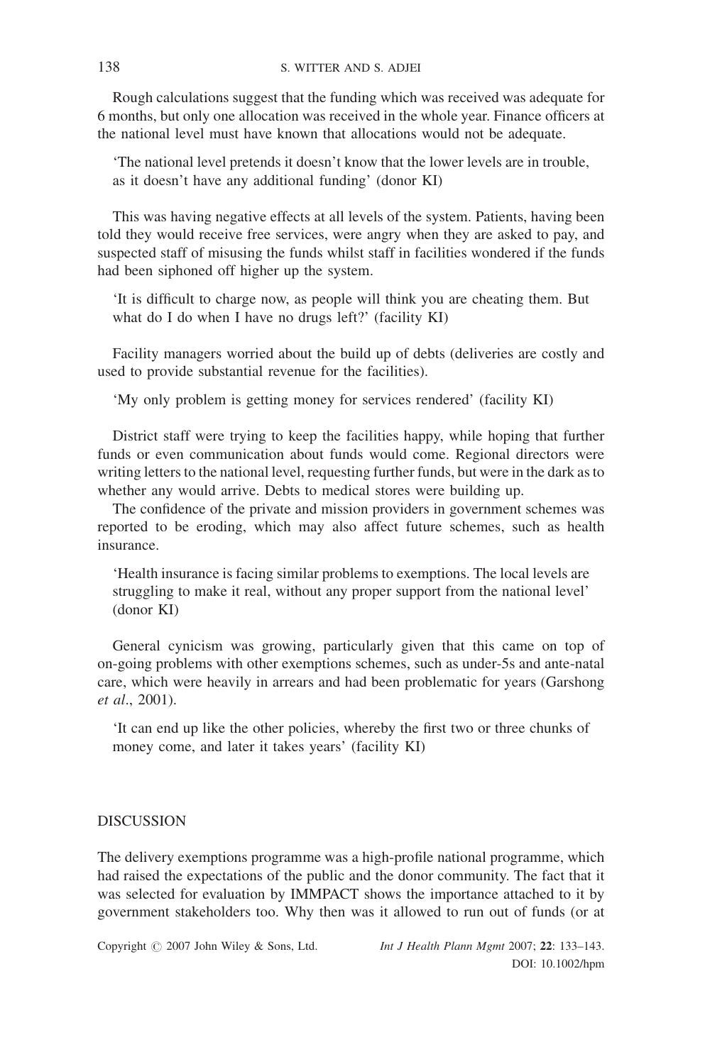Rough calculations suggest that the funding which was received was adequate for 6 months, but only one allocation was received in the whole year. Finance officers at the national level must have known that allocations would not be adequate.

> 'The national level pretends it doesn't know that the lower levels are in trouble, as it doesn't have any additional funding' (donor KI)

This was having negative effects at all levels of the system. Patients, having been told they would receive free services, were angry when they are asked to pay, and suspected staff of misusing the funds whilst staff in facilities wondered if the funds had been siphoned off higher up the system.

> 'It is difficult to charge now, as people will think you are cheating them. But what do I do when I have no drugs left?' (facility KI)

Facility managers worried about the build up of debts (deliveries are costly and used to provide substantial revenue for the facilities).

> 'My only problem is getting money for services rendered' (facility KI)

District staff were trying to keep the facilities happy, while hoping that further funds or even communication about funds would come. Regional directors were writing letters to the national level, requesting further funds, but were in the dark as to whether any would arrive. Debts to medical stores were building up.

The confidence of the private and mission providers in government schemes was reported to be eroding, which may also affect future schemes, such as health insurance.

> 'Health insurance is facing similar problems to exemptions. The local levels are struggling to make it real, without any proper support from the national level' (donor KI)

General cynicism was growing, particularly given that this came on top of on-going problems with other exemptions schemes, such as under-5s and ante-natal care, which were heavily in arrears and had been problematic for years (Garshong *et al*., 2001).

> 'It can end up like the other policies, whereby the first two or three chunks of money come, and later it takes years' (facility KI)

## DISCUSSION

The delivery exemptions programme was a high-profile national programme, which had raised the expectations of the public and the donor community. The fact that it was selected for evaluation by IMMPACT shows the importance attached to it by government stakeholders too. Why then was it allowed to run out of funds (or at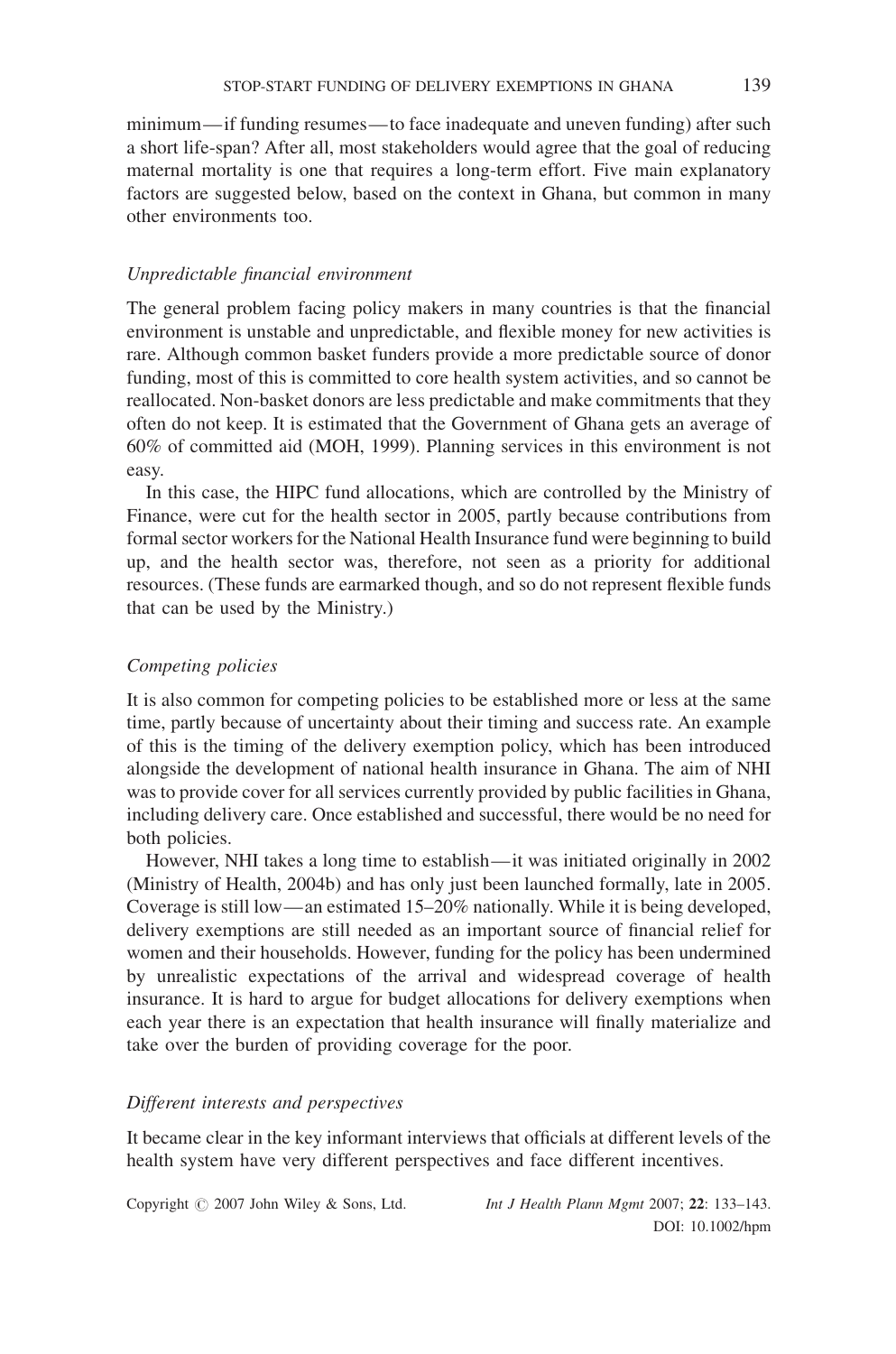minimum—if funding resumes—to face inadequate and uneven funding) after such a short life-span? After all, most stakeholders would agree that the goal of reducing maternal mortality is one that requires a long-term effort. Five main explanatory factors are suggested below, based on the context in Ghana, but common in many other environments too.

### *Unpredictable financial environment*

The general problem facing policy makers in many countries is that the financial environment is unstable and unpredictable, and flexible money for new activities is rare. Although common basket funders provide a more predictable source of donor funding, most of this is committed to core health system activities, and so cannot be reallocated. Non-basket donors are less predictable and make commitments that they often do not keep. It is estimated that the Government of Ghana gets an average of 60% of committed aid (MOH, 1999). Planning services in this environment is not easy.

In this case, the HIPC fund allocations, which are controlled by the Ministry of Finance, were cut for the health sector in 2005, partly because contributions from formal sector workers for the National Health Insurance fund were beginning to build up, and the health sector was, therefore, not seen as a priority for additional resources. (These funds are earmarked though, and so do not represent flexible funds that can be used by the Ministry.)

### *Competing policies*

It is also common for competing policies to be established more or less at the same time, partly because of uncertainty about their timing and success rate. An example of this is the timing of the delivery exemption policy, which has been introduced alongside the development of national health insurance in Ghana. The aim of NHI was to provide cover for all services currently provided by public facilities in Ghana, including delivery care. Once established and successful, there would be no need for both policies.

However, NHI takes a long time to establish—it was initiated originally in 2002 (Ministry of Health, 2004b) and has only just been launched formally, late in 2005. Coverage is still low—an estimated 15–20% nationally. While it is being developed, delivery exemptions are still needed as an important source of financial relief for women and their households. However, funding for the policy has been undermined by unrealistic expectations of the arrival and widespread coverage of health insurance. It is hard to argue for budget allocations for delivery exemptions when each year there is an expectation that health insurance will finally materialize and take over the burden of providing coverage for the poor.

### *Different interests and perspectives*

It became clear in the key informant interviews that officials at different levels of the health system have very different perspectives and face different incentives.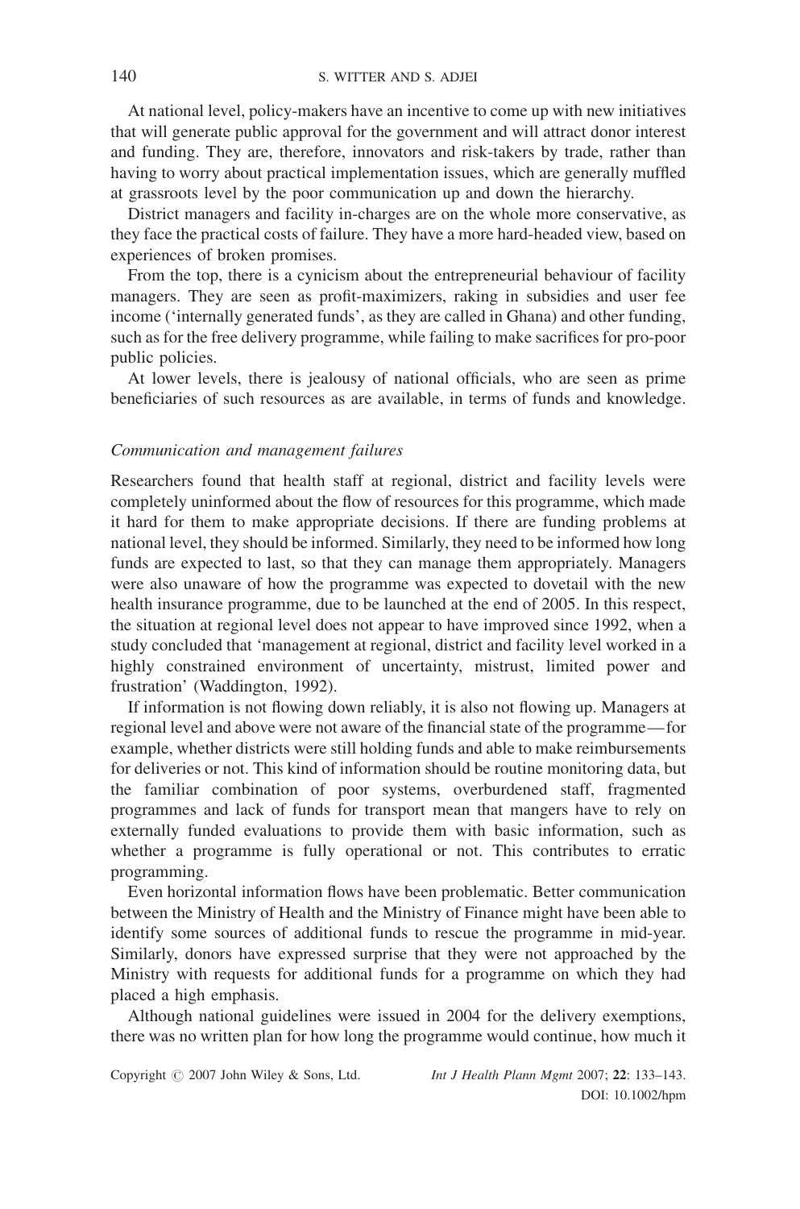At national level, policy-makers have an incentive to come up with new initiatives that will generate public approval for the government and will attract donor interest and funding. They are, therefore, innovators and risk-takers by trade, rather than having to worry about practical implementation issues, which are generally muffled at grassroots level by the poor communication up and down the hierarchy.

District managers and facility in-charges are on the whole more conservative, as they face the practical costs of failure. They have a more hard-headed view, based on experiences of broken promises.

From the top, there is a cynicism about the entrepreneurial behaviour of facility managers. They are seen as profit-maximizers, raking in subsidies and user fee income ('internally generated funds', as they are called in Ghana) and other funding, such as for the free delivery programme, while failing to make sacrifices for pro-poor public policies.

At lower levels, there is jealousy of national officials, who are seen as prime beneficiaries of such resources as are available, in terms of funds and knowledge.

### *Communication and management failures*

Researchers found that health staff at regional, district and facility levels were completely uninformed about the flow of resources for this programme, which made it hard for them to make appropriate decisions. If there are funding problems at national level, they should be informed. Similarly, they need to be informed how long funds are expected to last, so that they can manage them appropriately. Managers were also unaware of how the programme was expected to dovetail with the new health insurance programme, due to be launched at the end of 2005. In this respect, the situation at regional level does not appear to have improved since 1992, when a study concluded that 'management at regional, district and facility level worked in a highly constrained environment of uncertainty, mistrust, limited power and frustration' (Waddington, 1992).

If information is not flowing down reliably, it is also not flowing up. Managers at regional level and above were not aware of the financial state of the programme—for example, whether districts were still holding funds and able to make reimbursements for deliveries or not. This kind of information should be routine monitoring data, but the familiar combination of poor systems, overburdened staff, fragmented programmes and lack of funds for transport mean that mangers have to rely on externally funded evaluations to provide them with basic information, such as whether a programme is fully operational or not. This contributes to erratic programming.

Even horizontal information flows have been problematic. Better communication between the Ministry of Health and the Ministry of Finance might have been able to identify some sources of additional funds to rescue the programme in mid-year. Similarly, donors have expressed surprise that they were not approached by the Ministry with requests for additional funds for a programme on which they had placed a high emphasis.

Although national guidelines were issued in 2004 for the delivery exemptions, there was no written plan for how long the programme would continue, how much it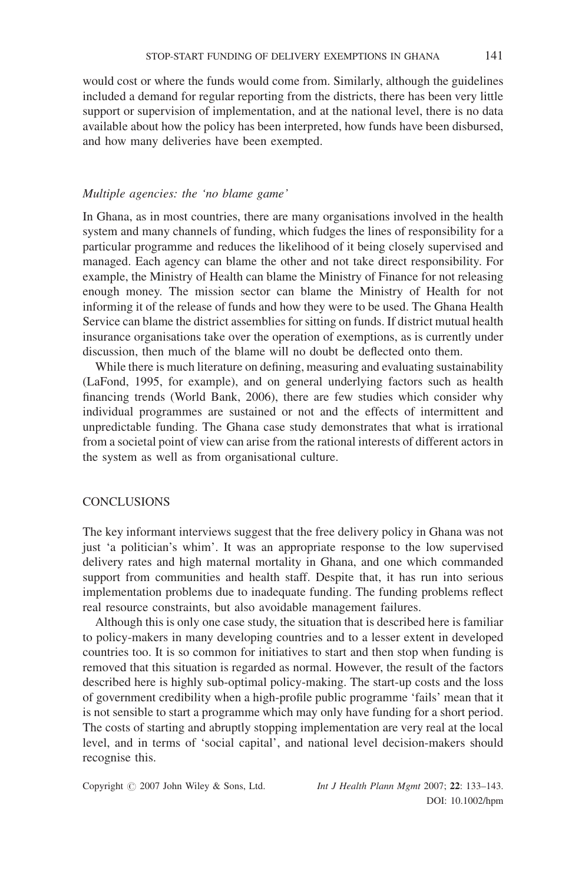would cost or where the funds would come from. Similarly, although the guidelines included a demand for regular reporting from the districts, there has been very little support or supervision of implementation, and at the national level, there is no data available about how the policy has been interpreted, how funds have been disbursed, and how many deliveries have been exempted.

### *Multiple agencies: the 'no blame game'*

In Ghana, as in most countries, there are many organisations involved in the health system and many channels of funding, which fudges the lines of responsibility for a particular programme and reduces the likelihood of it being closely supervised and managed. Each agency can blame the other and not take direct responsibility. For example, the Ministry of Health can blame the Ministry of Finance for not releasing enough money. The mission sector can blame the Ministry of Health for not informing it of the release of funds and how they were to be used. The Ghana Health Service can blame the district assemblies for sitting on funds. If district mutual health insurance organisations take over the operation of exemptions, as is currently under discussion, then much of the blame will no doubt be deflected onto them.

While there is much literature on defining, measuring and evaluating sustainability (LaFond, 1995, for example), and on general underlying factors such as health financing trends (World Bank, 2006), there are few studies which consider why individual programmes are sustained or not and the effects of intermittent and unpredictable funding. The Ghana case study demonstrates that what is irrational from a societal point of view can arise from the rational interests of different actors in the system as well as from organisational culture.

## CONCLUSIONS

The key informant interviews suggest that the free delivery policy in Ghana was not just 'a politician's whim'. It was an appropriate response to the low supervised delivery rates and high maternal mortality in Ghana, and one which commanded support from communities and health staff. Despite that, it has run into serious implementation problems due to inadequate funding. The funding problems reflect real resource constraints, but also avoidable management failures.

Although this is only one case study, the situation that is described here is familiar to policy-makers in many developing countries and to a lesser extent in developed countries too. It is so common for initiatives to start and then stop when funding is removed that this situation is regarded as normal. However, the result of the factors described here is highly sub-optimal policy-making. The start-up costs and the loss of government credibility when a high-profile public programme 'fails' mean that it is not sensible to start a programme which may only have funding for a short period. The costs of starting and abruptly stopping implementation are very real at the local level, and in terms of 'social capital', and national level decision-makers should recognise this.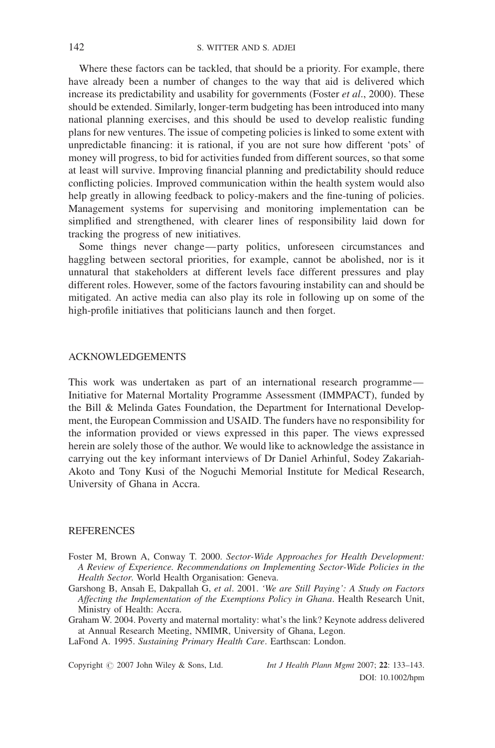Where these factors can be tackled, that should be a priority. For example, there have already been a number of changes to the way that aid is delivered which increase its predictability and usability for governments (Foster *et al*., 2000). These should be extended. Similarly, longer-term budgeting has been introduced into many national planning exercises, and this should be used to develop realistic funding plans for new ventures. The issue of competing policies is linked to some extent with unpredictable financing: it is rational, if you are not sure how different 'pots' of money will progress, to bid for activities funded from different sources, so that some at least will survive. Improving financial planning and predictability should reduce conflicting policies. Improved communication within the health system would also help greatly in allowing feedback to policy-makers and the fine-tuning of policies. Management systems for supervising and monitoring implementation can be simplified and strengthened, with clearer lines of responsibility laid down for tracking the progress of new initiatives.

Some things never change—party politics, unforeseen circumstances and haggling between sectoral priorities, for example, cannot be abolished, nor is it unnatural that stakeholders at different levels face different pressures and play different roles. However, some of the factors favouring instability can and should be mitigated. An active media can also play its role in following up on some of the high-profile initiatives that politicians launch and then forget.

## ACKNOWLEDGEMENTS

This work was undertaken as part of an international research programme—Initiative for Maternal Mortality Programme Assessment (IMMPACT), funded by the Bill & Melinda Gates Foundation, the Department for International Development, the European Commission and USAID. The funders have no responsibility for the information provided or views expressed in this paper. The views expressed herein are solely those of the author. We would like to acknowledge the assistance in carrying out the key informant interviews of Dr Daniel Arhinful, Sodey Zakariah-Akoto and Tony Kusi of the Noguchi Memorial Institute for Medical Research, University of Ghana in Accra.

## REFERENCES

Foster M, Brown A, Conway T. 2000. *Sector-Wide Approaches for Health Development: A Review of Experience. Recommendations on Implementing Sector-Wide Policies in the Health Sector.* World Health Organisation: Geneva.

Garshong B, Ansah E, Dakpallah G, *et al*. 2001. *'We are Still Paying': A Study on Factors Affecting the Implementation of the Exemptions Policy in Ghana*. Health Research Unit, Ministry of Health: Accra.

Graham W. 2004. Poverty and maternal mortality: what's the link? Keynote address delivered at Annual Research Meeting, NMIMR, University of Ghana, Legon.

LaFond A. 1995. *Sustaining Primary Health Care*. Earthscan: London.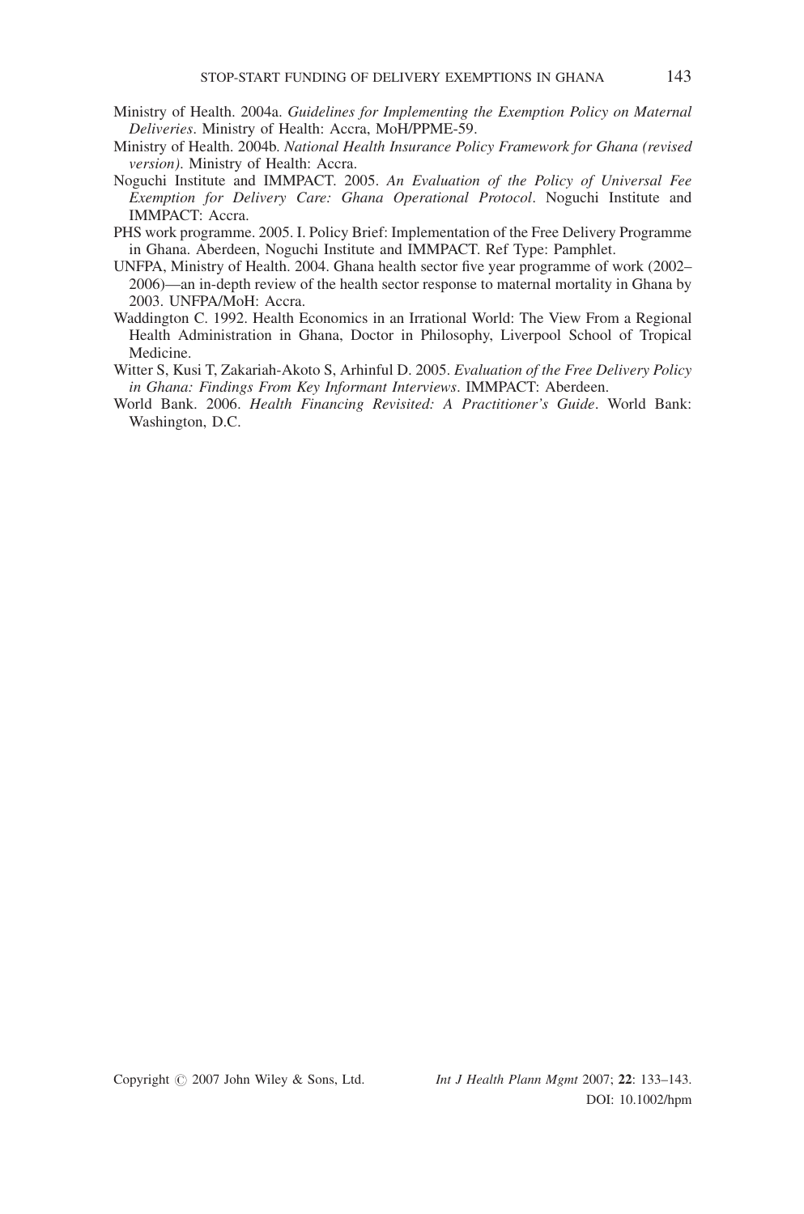Ministry of Health. 2004a. *Guidelines for Implementing the Exemption Policy on Maternal Deliveries*. Ministry of Health: Accra, MoH/PPME-59.

Ministry of Health. 2004b. *National Health Insurance Policy Framework for Ghana (revised version)*. Ministry of Health: Accra.

Noguchi Institute and IMMPACT. 2005. *An Evaluation of the Policy of Universal Fee Exemption for Delivery Care: Ghana Operational Protocol*. Noguchi Institute and IMMPACT: Accra.

PHS work programme. 2005. I. Policy Brief: Implementation of the Free Delivery Programme in Ghana. Aberdeen, Noguchi Institute and IMMPACT. Ref Type: Pamphlet.

UNFPA, Ministry of Health. 2004. Ghana health sector five year programme of work (2002–2006)—an in-depth review of the health sector response to maternal mortality in Ghana by 2003. UNFPA/MoH: Accra.

Waddington C. 1992. Health Economics in an Irrational World: The View From a Regional Health Administration in Ghana, Doctor in Philosophy, Liverpool School of Tropical Medicine.

Witter S, Kusi T, Zakariah-Akoto S, Arhinful D. 2005. *Evaluation of the Free Delivery Policy in Ghana: Findings From Key Informant Interviews*. IMMPACT: Aberdeen.

World Bank. 2006. *Health Financing Revisited: A Practitioner's Guide*. World Bank: Washington, D.C.